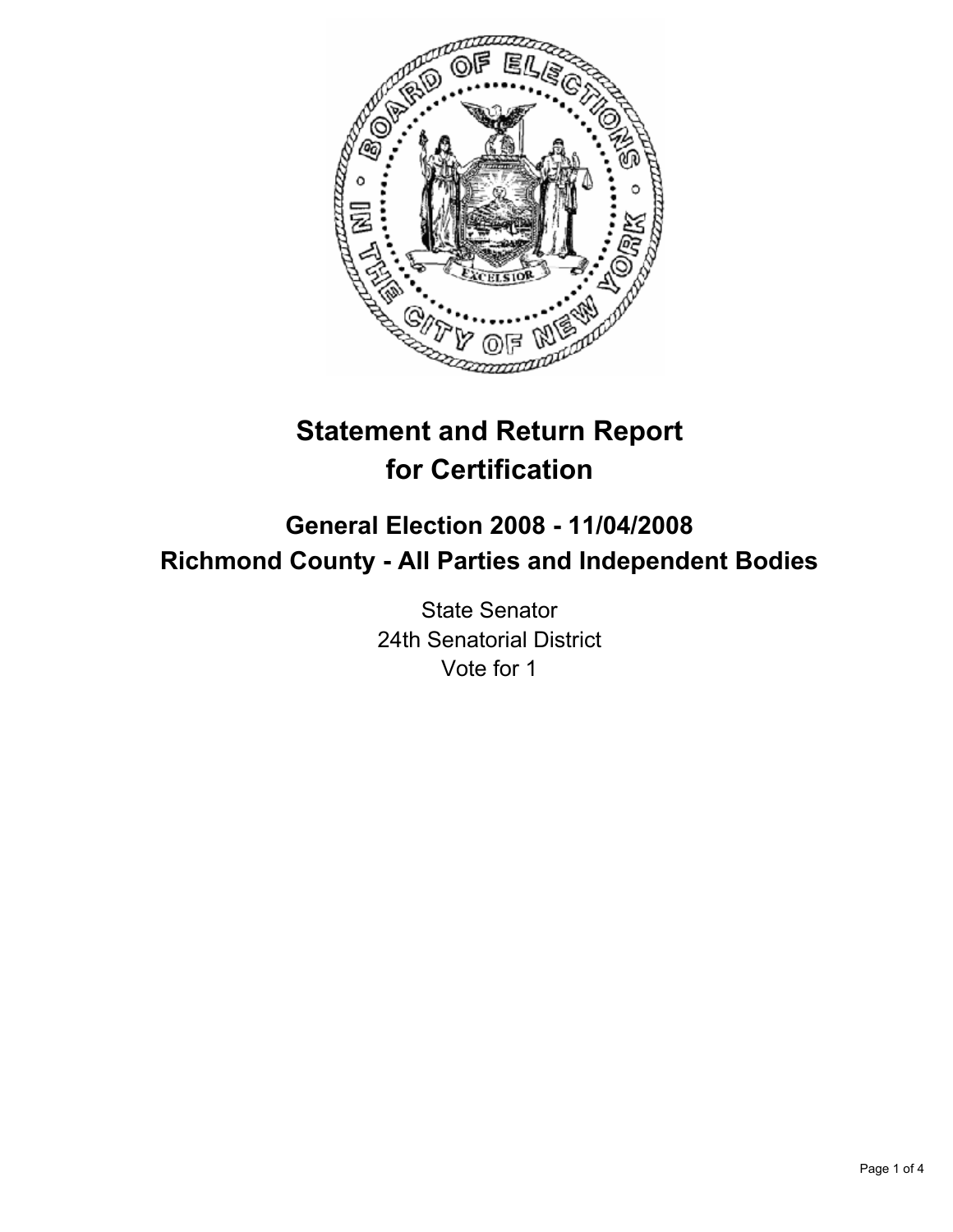# Statement and Return Report for Certification

## General Election 2008 - 11/04/2008
## Richmond County - All Parties and Independent Bodies

State Senator
24th Senatorial District
Vote for 1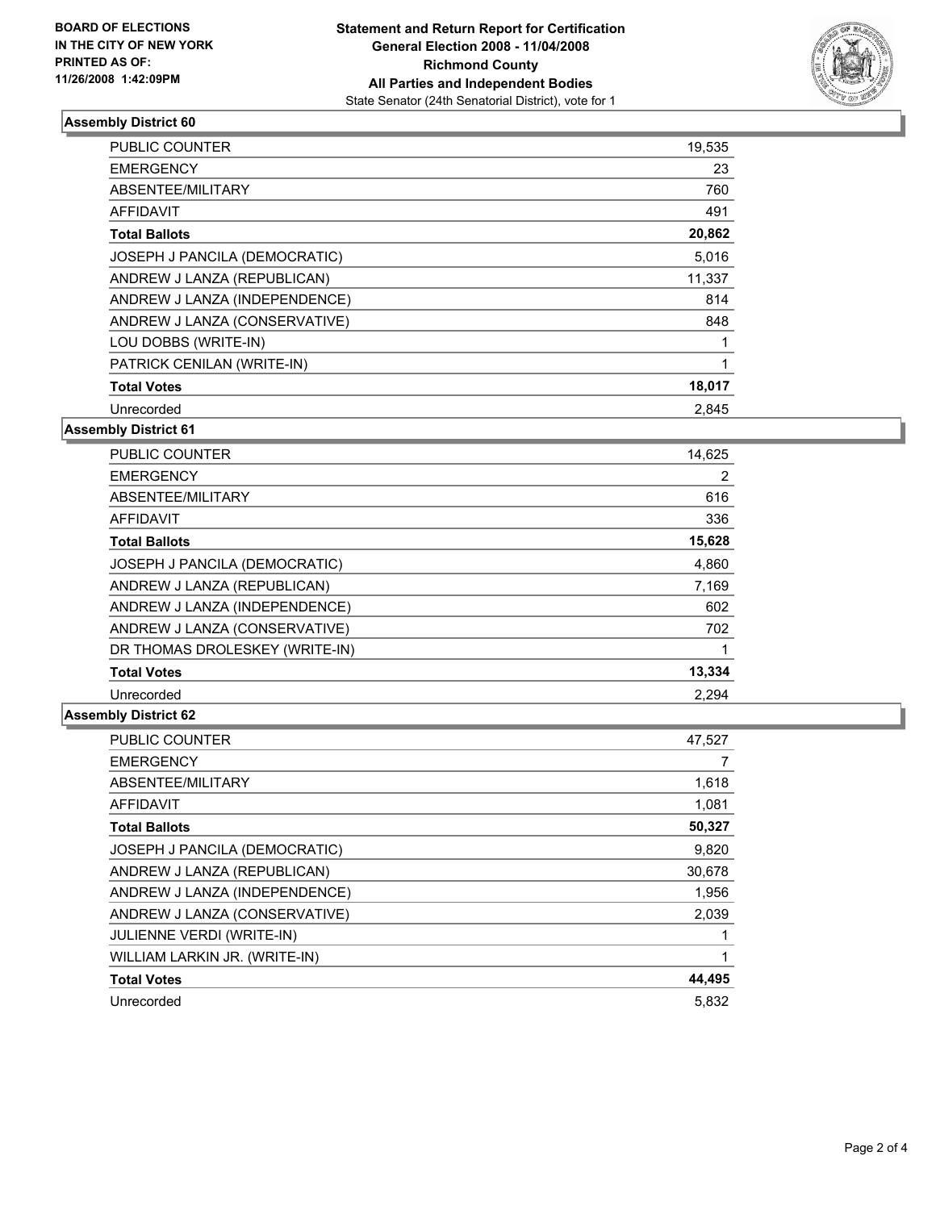**BOARD OF ELECTIONS IN THE CITY OF NEW YORK PRINTED AS OF: 11/26/2008 1:42:09PM**

**Statement and Return Report for Certification**
**General Election 2008 - 11/04/2008**
**Richmond County**
**All Parties and Independent Bodies**
State Senator (24th Senatorial District), vote for 1

### Assembly District 60

| | |
|---|---|
| PUBLIC COUNTER | 19,535 |
| EMERGENCY | 23 |
| ABSENTEE/MILITARY | 760 |
| AFFIDAVIT | 491 |
| **Total Ballots** | **20,862** |
| JOSEPH J PANCILA (DEMOCRATIC) | 5,016 |
| ANDREW J LANZA (REPUBLICAN) | 11,337 |
| ANDREW J LANZA (INDEPENDENCE) | 814 |
| ANDREW J LANZA (CONSERVATIVE) | 848 |
| LOU DOBBS (WRITE-IN) | 1 |
| PATRICK CENILAN (WRITE-IN) | 1 |
| **Total Votes** | **18,017** |
| Unrecorded | 2,845 |

### Assembly District 61

| | |
|---|---|
| PUBLIC COUNTER | 14,625 |
| EMERGENCY | 2 |
| ABSENTEE/MILITARY | 616 |
| AFFIDAVIT | 336 |
| **Total Ballots** | **15,628** |
| JOSEPH J PANCILA (DEMOCRATIC) | 4,860 |
| ANDREW J LANZA (REPUBLICAN) | 7,169 |
| ANDREW J LANZA (INDEPENDENCE) | 602 |
| ANDREW J LANZA (CONSERVATIVE) | 702 |
| DR THOMAS DROLESKEY (WRITE-IN) | 1 |
| **Total Votes** | **13,334** |
| Unrecorded | 2,294 |

### Assembly District 62

| | |
|---|---|
| PUBLIC COUNTER | 47,527 |
| EMERGENCY | 7 |
| ABSENTEE/MILITARY | 1,618 |
| AFFIDAVIT | 1,081 |
| **Total Ballots** | **50,327** |
| JOSEPH J PANCILA (DEMOCRATIC) | 9,820 |
| ANDREW J LANZA (REPUBLICAN) | 30,678 |
| ANDREW J LANZA (INDEPENDENCE) | 1,956 |
| ANDREW J LANZA (CONSERVATIVE) | 2,039 |
| JULIENNE VERDI (WRITE-IN) | 1 |
| WILLIAM LARKIN JR. (WRITE-IN) | 1 |
| **Total Votes** | **44,495** |
| Unrecorded | 5,832 |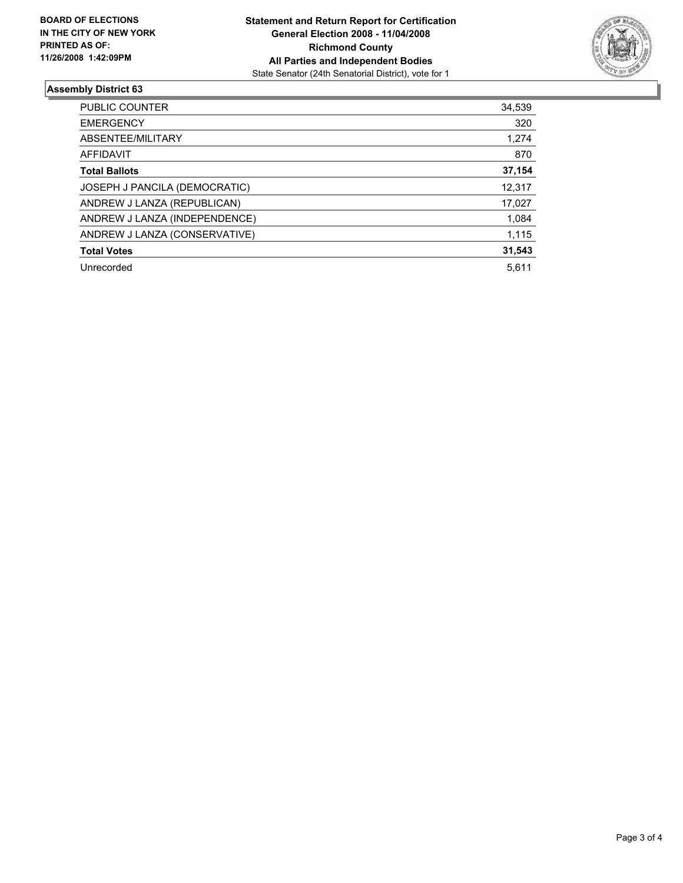**BOARD OF ELECTIONS IN THE CITY OF NEW YORK PRINTED AS OF: 11/26/2008 1:42:09PM**

**Statement and Return Report for Certification**
**General Election 2008 - 11/04/2008**
**Richmond County**
**All Parties and Independent Bodies**
State Senator (24th Senatorial District), vote for 1

## Assembly District 63

| | |
|---|---|
| PUBLIC COUNTER | 34,539 |
| EMERGENCY | 320 |
| ABSENTEE/MILITARY | 1,274 |
| AFFIDAVIT | 870 |
| **Total Ballots** | **37,154** |
| JOSEPH J PANCILA (DEMOCRATIC) | 12,317 |
| ANDREW J LANZA (REPUBLICAN) | 17,027 |
| ANDREW J LANZA (INDEPENDENCE) | 1,084 |
| ANDREW J LANZA (CONSERVATIVE) | 1,115 |
| **Total Votes** | **31,543** |
| Unrecorded | 5,611 |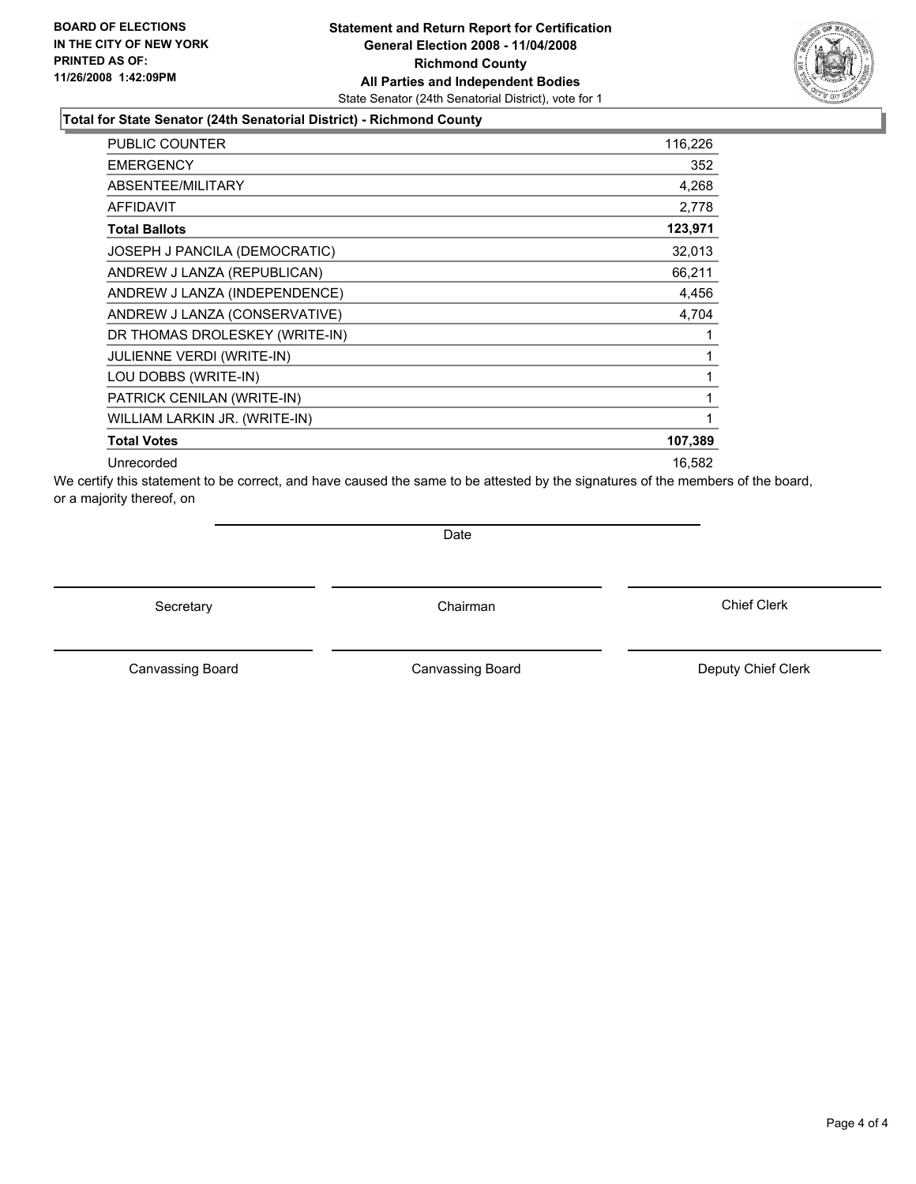**BOARD OF ELECTIONS IN THE CITY OF NEW YORK PRINTED AS OF: 11/26/2008 1:42:09PM**

**Statement and Return Report for Certification**
**General Election 2008 - 11/04/2008**
**Richmond County**
**All Parties and Independent Bodies**
State Senator (24th Senatorial District), vote for 1

### Total for State Senator (24th Senatorial District) - Richmond County

| | |
|---|---|
| PUBLIC COUNTER | 116,226 |
| EMERGENCY | 352 |
| ABSENTEE/MILITARY | 4,268 |
| AFFIDAVIT | 2,778 |
| **Total Ballots** | **123,971** |
| JOSEPH J PANCILA (DEMOCRATIC) | 32,013 |
| ANDREW J LANZA (REPUBLICAN) | 66,211 |
| ANDREW J LANZA (INDEPENDENCE) | 4,456 |
| ANDREW J LANZA (CONSERVATIVE) | 4,704 |
| DR THOMAS DROLESKEY (WRITE-IN) | 1 |
| JULIENNE VERDI (WRITE-IN) | 1 |
| LOU DOBBS (WRITE-IN) | 1 |
| PATRICK CENILAN (WRITE-IN) | 1 |
| WILLIAM LARKIN JR. (WRITE-IN) | 1 |
| **Total Votes** | **107,389** |
| Unrecorded | 16,582 |

We certify this statement to be correct, and have caused the same to be attested by the signatures of the members of the board, or a majority thereof, on

Date

Secretary

Chairman

Chief Clerk

Canvassing Board

Canvassing Board

Deputy Chief Clerk